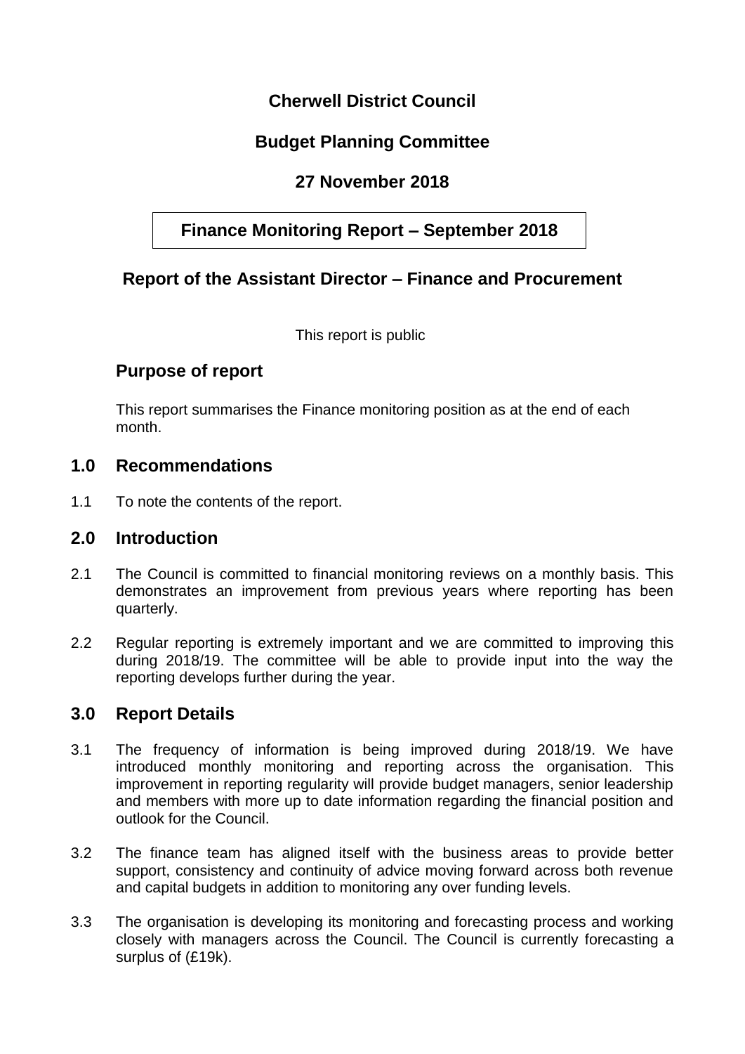# Cherwell District Council

## Budget Planning Committee

## 27 November 2018

## Finance Monitoring Report – September 2018

## Report of the Assistant Director – Finance and Procurement

This report is public

## Purpose of report

This report summarises the Finance monitoring position as at the end of each month.

## 1.0 Recommendations

1.1 To note the contents of the report.

## 2.0 Introduction

2.1 The Council is committed to financial monitoring reviews on a monthly basis. This demonstrates an improvement from previous years where reporting has been quarterly.

2.2 Regular reporting is extremely important and we are committed to improving this during 2018/19. The committee will be able to provide input into the way the reporting develops further during the year.

## 3.0 Report Details

3.1 The frequency of information is being improved during 2018/19. We have introduced monthly monitoring and reporting across the organisation. This improvement in reporting regularity will provide budget managers, senior leadership and members with more up to date information regarding the financial position and outlook for the Council.

3.2 The finance team has aligned itself with the business areas to provide better support, consistency and continuity of advice moving forward across both revenue and capital budgets in addition to monitoring any over funding levels.

3.3 The organisation is developing its monitoring and forecasting process and working closely with managers across the Council. The Council is currently forecasting a surplus of (£19k).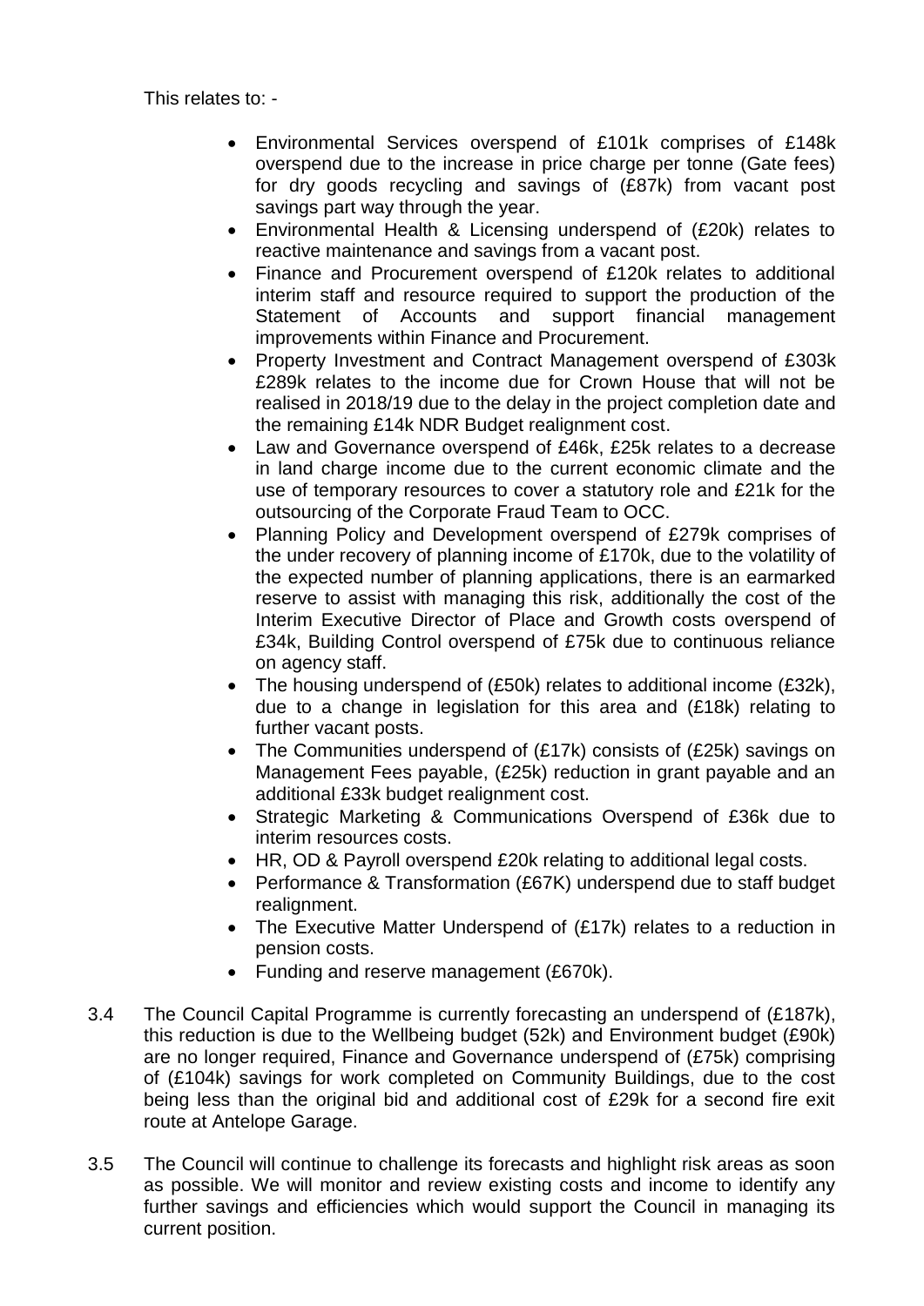This relates to: -

- Environmental Services overspend of £101k comprises of £148k overspend due to the increase in price charge per tonne (Gate fees) for dry goods recycling and savings of (£87k) from vacant post savings part way through the year.
- Environmental Health & Licensing underspend of (£20k) relates to reactive maintenance and savings from a vacant post.
- Finance and Procurement overspend of £120k relates to additional interim staff and resource required to support the production of the Statement of Accounts and support financial management improvements within Finance and Procurement.
- Property Investment and Contract Management overspend of £303k £289k relates to the income due for Crown House that will not be realised in 2018/19 due to the delay in the project completion date and the remaining £14k NDR Budget realignment cost.
- Law and Governance overspend of £46k, £25k relates to a decrease in land charge income due to the current economic climate and the use of temporary resources to cover a statutory role and £21k for the outsourcing of the Corporate Fraud Team to OCC.
- Planning Policy and Development overspend of £279k comprises of the under recovery of planning income of £170k, due to the volatility of the expected number of planning applications, there is an earmarked reserve to assist with managing this risk, additionally the cost of the Interim Executive Director of Place and Growth costs overspend of £34k, Building Control overspend of £75k due to continuous reliance on agency staff.
- The housing underspend of (£50k) relates to additional income (£32k), due to a change in legislation for this area and (£18k) relating to further vacant posts.
- The Communities underspend of (£17k) consists of (£25k) savings on Management Fees payable, (£25k) reduction in grant payable and an additional £33k budget realignment cost.
- Strategic Marketing & Communications Overspend of £36k due to interim resources costs.
- HR, OD & Payroll overspend £20k relating to additional legal costs.
- Performance & Transformation (£67K) underspend due to staff budget realignment.
- The Executive Matter Underspend of (£17k) relates to a reduction in pension costs.
- Funding and reserve management (£670k).

3.4 The Council Capital Programme is currently forecasting an underspend of (£187k), this reduction is due to the Wellbeing budget (52k) and Environment budget (£90k) are no longer required, Finance and Governance underspend of (£75k) comprising of (£104k) savings for work completed on Community Buildings, due to the cost being less than the original bid and additional cost of £29k for a second fire exit route at Antelope Garage.

3.5 The Council will continue to challenge its forecasts and highlight risk areas as soon as possible. We will monitor and review existing costs and income to identify any further savings and efficiencies which would support the Council in managing its current position.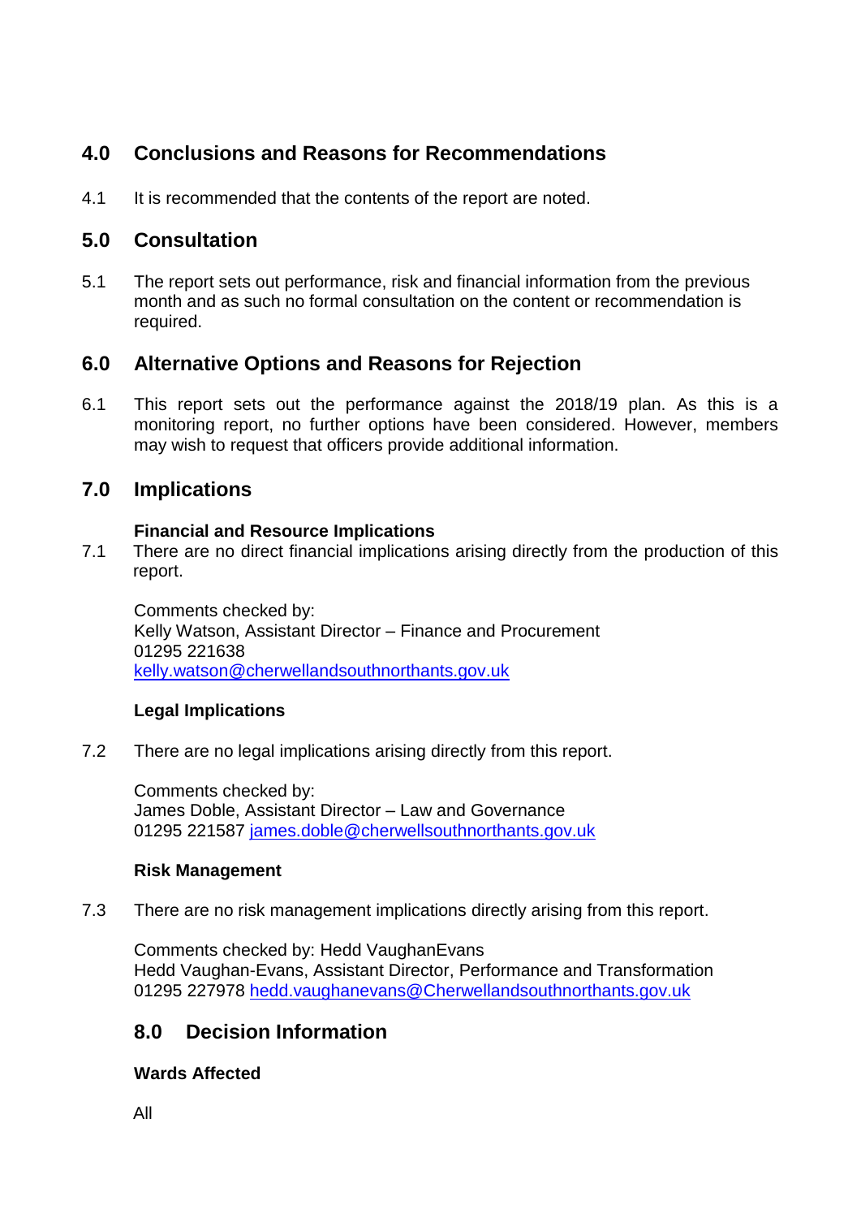## 4.0 Conclusions and Reasons for Recommendations

4.1 It is recommended that the contents of the report are noted.

## 5.0 Consultation

5.1 The report sets out performance, risk and financial information from the previous month and as such no formal consultation on the content or recommendation is required.

## 6.0 Alternative Options and Reasons for Rejection

6.1 This report sets out the performance against the 2018/19 plan. As this is a monitoring report, no further options have been considered. However, members may wish to request that officers provide additional information.

## 7.0 Implications

**Financial and Resource Implications**

7.1 There are no direct financial implications arising directly from the production of this report.

Comments checked by:
Kelly Watson, Assistant Director – Finance and Procurement
01295 221638
kelly.watson@cherwellandsouthnorthants.gov.uk

**Legal Implications**

7.2 There are no legal implications arising directly from this report.

Comments checked by:
James Doble, Assistant Director – Law and Governance
01295 221587 james.doble@cherwellsouthnorthants.gov.uk

**Risk Management**

7.3 There are no risk management implications directly arising from this report.

Comments checked by: Hedd VaughanEvans
Hedd Vaughan-Evans, Assistant Director, Performance and Transformation
01295 227978 hedd.vaughanevans@Cherwellandsouthnorthants.gov.uk

## 8.0 Decision Information

**Wards Affected**

All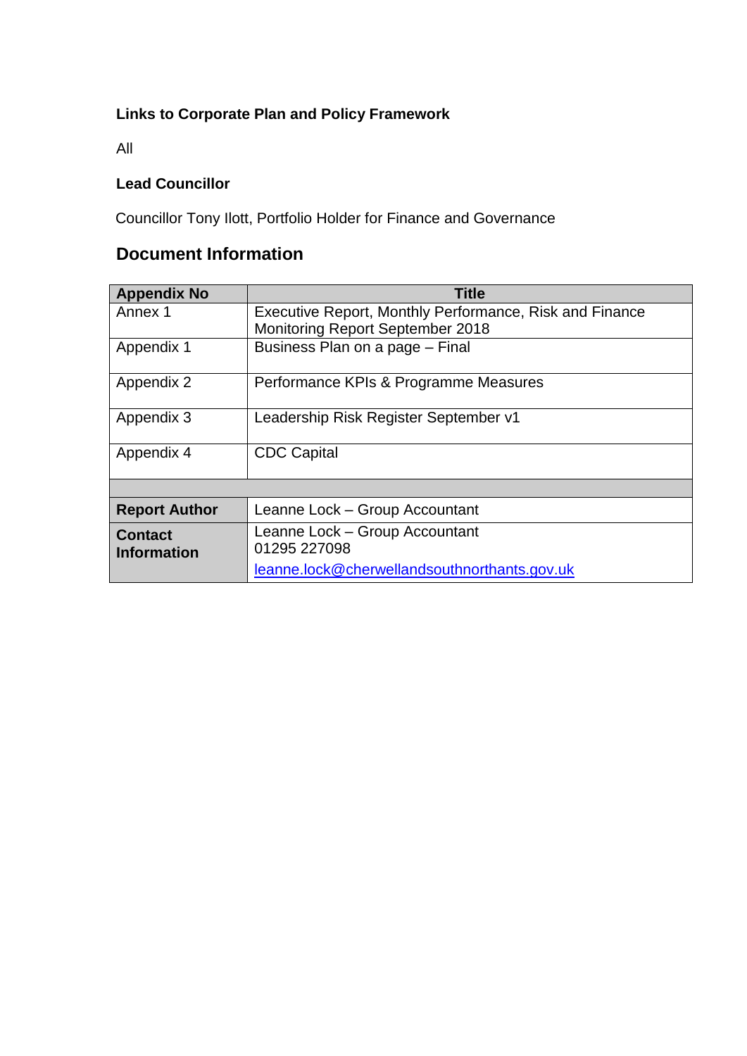**Links to Corporate Plan and Policy Framework**

All

**Lead Councillor**

Councillor Tony Ilott, Portfolio Holder for Finance and Governance

## Document Information

| Appendix No | Title |
| --- | --- |
| Annex 1 | Executive Report, Monthly Performance, Risk and Finance Monitoring Report September 2018 |
| Appendix 1 | Business Plan on a page – Final |
| Appendix 2 | Performance KPIs & Programme Measures |
| Appendix 3 | Leadership Risk Register September v1 |
| Appendix 4 | CDC Capital |
| | |
| **Report Author** | Leanne Lock – Group Accountant |
| **Contact Information** | Leanne Lock – Group Accountant<br>01295 227098<br>leanne.lock@cherwellandsouthnorthants.gov.uk |